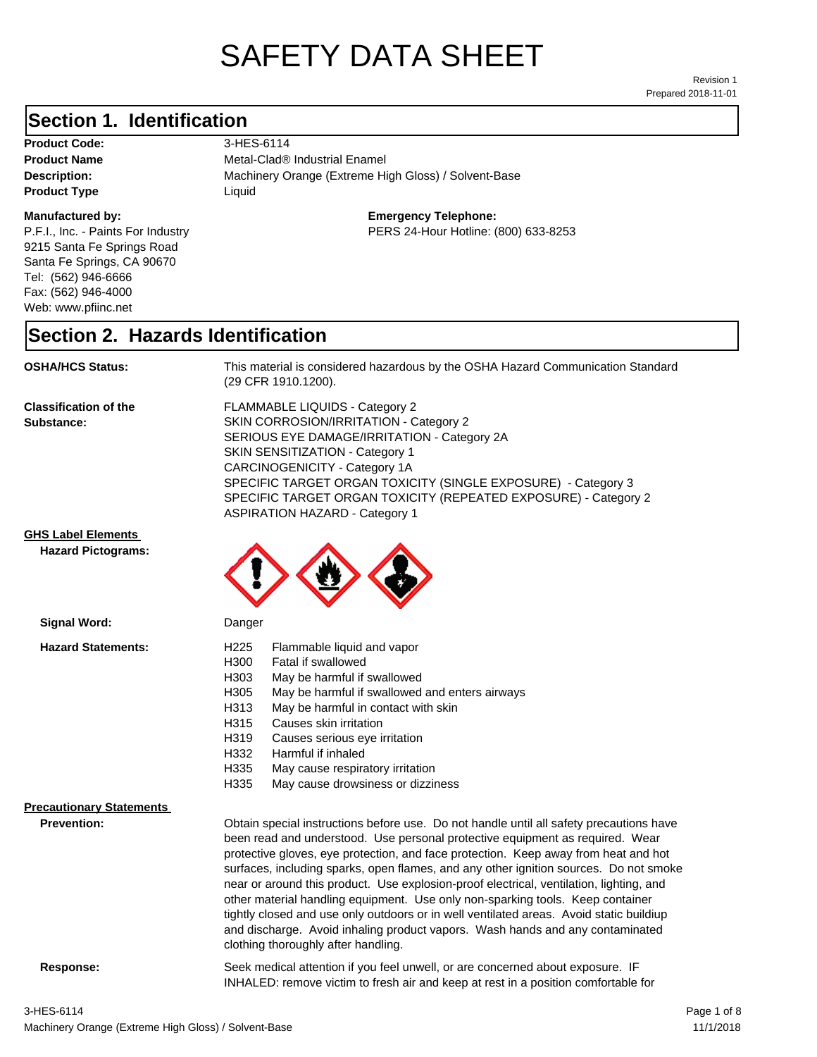# SAFETY DATA SHEET

Revision 1
Prepared 2018-11-01

## Section 1. Identification

**Product Code:** 3-HES-6114
**Product Name** Metal-Clad® Industrial Enamel
**Description:** Machinery Orange (Extreme High Gloss) / Solvent-Base
**Product Type** Liquid

**Manufactured by:**
P.F.I., Inc. - Paints For Industry
9215 Santa Fe Springs Road
Santa Fe Springs, CA 90670
Tel: (562) 946-6666
Fax: (562) 946-4000
Web: www.pfiinc.net

**Emergency Telephone:**
PERS 24-Hour Hotline: (800) 633-8253

## Section 2. Hazards Identification

**OSHA/HCS Status:** This material is considered hazardous by the OSHA Hazard Communication Standard (29 CFR 1910.1200).

**Classification of the Substance:**
FLAMMABLE LIQUIDS - Category 2
SKIN CORROSION/IRRITATION - Category 2
SERIOUS EYE DAMAGE/IRRITATION - Category 2A
SKIN SENSITIZATION - Category 1
CARCINOGENICITY - Category 1A
SPECIFIC TARGET ORGAN TOXICITY (SINGLE EXPOSURE) - Category 3
SPECIFIC TARGET ORGAN TOXICITY (REPEATED EXPOSURE) - Category 2
ASPIRATION HAZARD - Category 1

**GHS Label Elements**

**Hazard Pictograms:**

**Signal Word:** Danger

**Hazard Statements:**

| | |
|---|---|
| H225 | Flammable liquid and vapor |
| H300 | Fatal if swallowed |
| H303 | May be harmful if swallowed |
| H305 | May be harmful if swallowed and enters airways |
| H313 | May be harmful in contact with skin |
| H315 | Causes skin irritation |
| H319 | Causes serious eye irritation |
| H332 | Harmful if inhaled |
| H335 | May cause respiratory irritation |
| H335 | May cause drowsiness or dizziness |

**Precautionary Statements**

**Prevention:** Obtain special instructions before use. Do not handle until all safety precautions have been read and understood. Use personal protective equipment as required. Wear protective gloves, eye protection, and face protection. Keep away from heat and hot surfaces, including sparks, open flames, and any other ignition sources. Do not smoke near or around this product. Use explosion-proof electrical, ventilation, lighting, and other material handling equipment. Use only non-sparking tools. Keep container tightly closed and use only outdoors or in well ventilated areas. Avoid static buildiup and discharge. Avoid inhaling product vapors. Wash hands and any contaminated clothing thoroughly after handling.

**Response:** Seek medical attention if you feel unwell, or are concerned about exposure. IF INHALED: remove victim to fresh air and keep at rest in a position comfortable for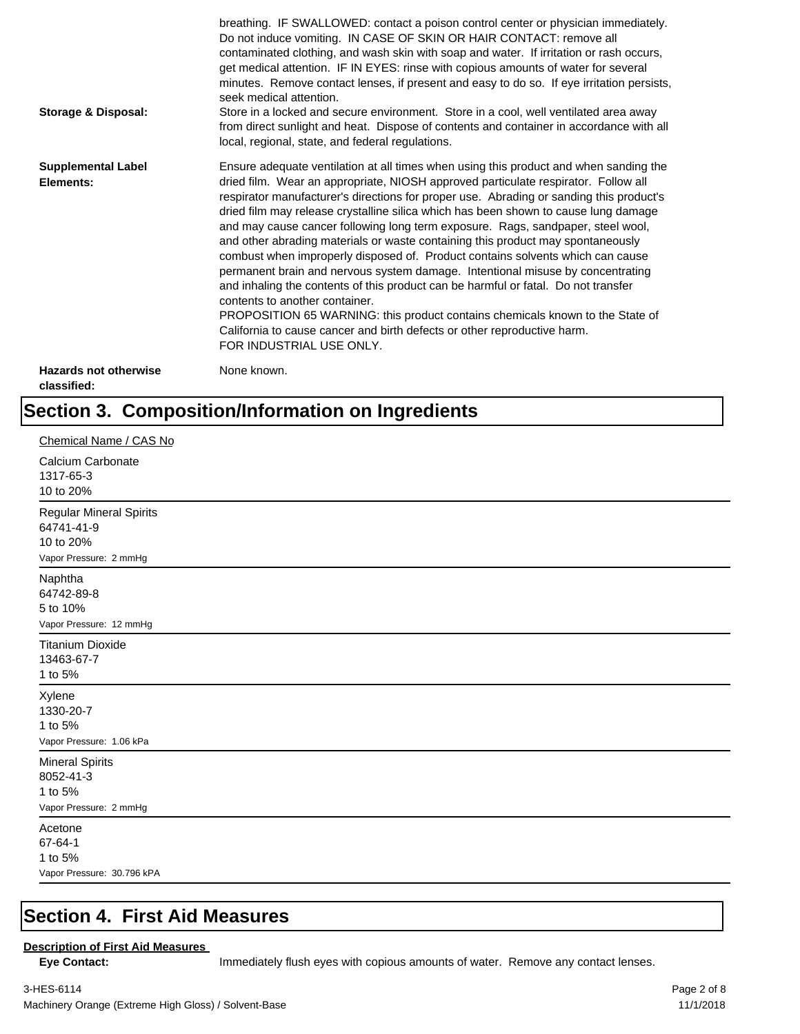breathing. IF SWALLOWED: contact a poison control center or physician immediately. Do not induce vomiting. IN CASE OF SKIN OR HAIR CONTACT: remove all contaminated clothing, and wash skin with soap and water. If irritation or rash occurs, get medical attention. IF IN EYES: rinse with copious amounts of water for several minutes. Remove contact lenses, if present and easy to do so. If eye irritation persists, seek medical attention.

**Storage & Disposal:** Store in a locked and secure environment. Store in a cool, well ventilated area away from direct sunlight and heat. Dispose of contents and container in accordance with all local, regional, state, and federal regulations.

**Supplemental Label Elements:** Ensure adequate ventilation at all times when using this product and when sanding the dried film. Wear an appropriate, NIOSH approved particulate respirator. Follow all respirator manufacturer's directions for proper use. Abrading or sanding this product's dried film may release crystalline silica which has been shown to cause lung damage and may cause cancer following long term exposure. Rags, sandpaper, steel wool, and other abrading materials or waste containing this product may spontaneously combust when improperly disposed of. Product contains solvents which can cause permanent brain and nervous system damage. Intentional misuse by concentrating and inhaling the contents of this product can be harmful or fatal. Do not transfer contents to another container.
PROPOSITION 65 WARNING: this product contains chemicals known to the State of California to cause cancer and birth defects or other reproductive harm.
FOR INDUSTRIAL USE ONLY.

**Hazards not otherwise classified:** None known.

# Section 3. Composition/Information on Ingredients

Chemical Name / CAS No

Calcium Carbonate
1317-65-3
10 to 20%

Regular Mineral Spirits
64741-41-9
10 to 20%
Vapor Pressure: 2 mmHg

Naphtha
64742-89-8
5 to 10%
Vapor Pressure: 12 mmHg

Titanium Dioxide
13463-67-7
1 to 5%

Xylene
1330-20-7
1 to 5%
Vapor Pressure: 1.06 kPa

Mineral Spirits
8052-41-3
1 to 5%
Vapor Pressure: 2 mmHg

Acetone
67-64-1
1 to 5%
Vapor Pressure: 30.796 kPA

# Section 4. First Aid Measures

**Description of First Aid Measures**

**Eye Contact:** Immediately flush eyes with copious amounts of water. Remove any contact lenses.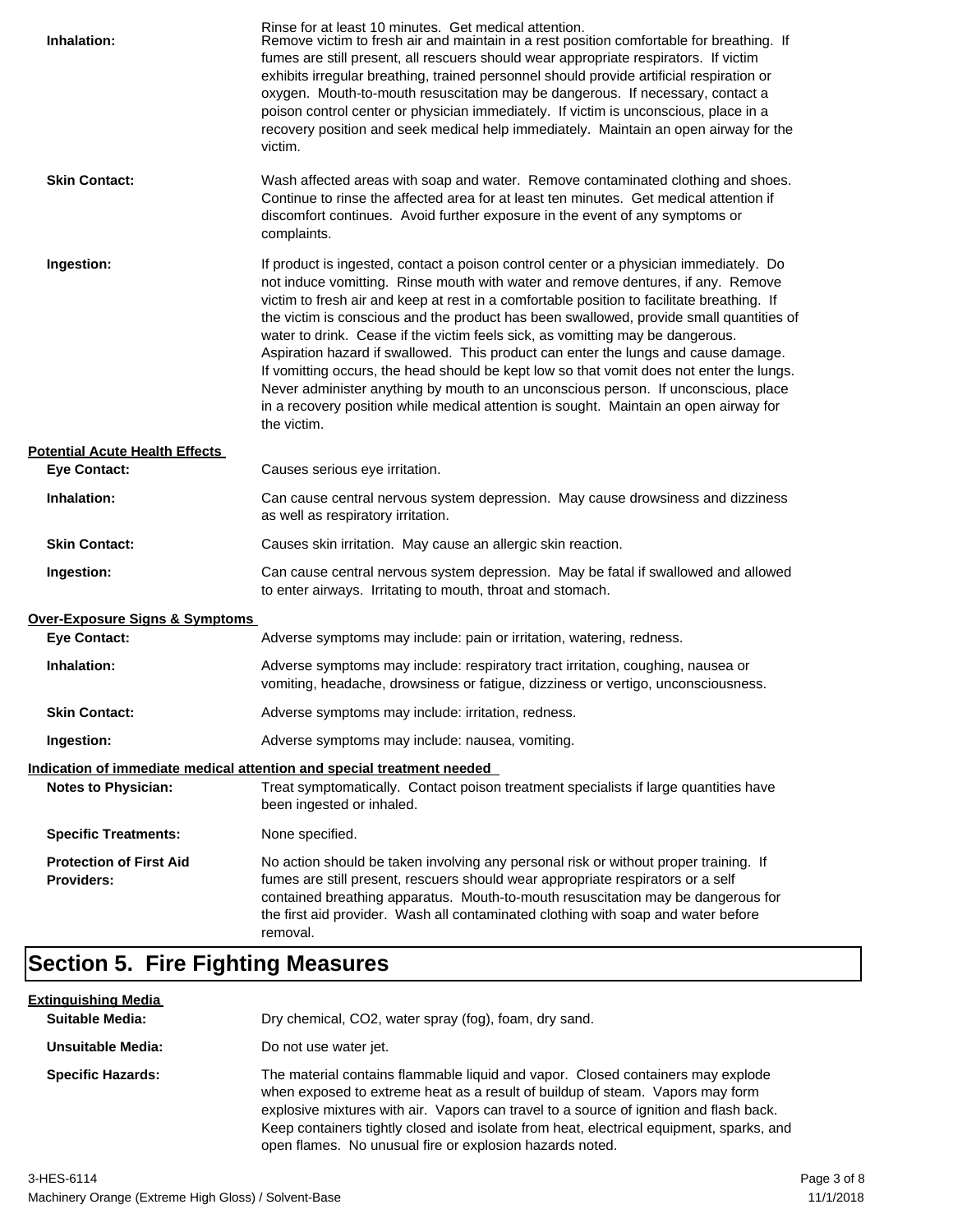Rinse for at least 10 minutes. Get medical attention.

| | |
|---|---|
| **Inhalation:** | Remove victim to fresh air and maintain in a rest position comfortable for breathing. If fumes are still present, all rescuers should wear appropriate respirators. If victim exhibits irregular breathing, trained personnel should provide artificial respiration or oxygen. Mouth-to-mouth resuscitation may be dangerous. If necessary, contact a poison control center or physician immediately. If victim is unconscious, place in a recovery position and seek medical help immediately. Maintain an open airway for the victim. |
| **Skin Contact:** | Wash affected areas with soap and water. Remove contaminated clothing and shoes. Continue to rinse the affected area for at least ten minutes. Get medical attention if discomfort continues. Avoid further exposure in the event of any symptoms or complaints. |
| **Ingestion:** | If product is ingested, contact a poison control center or a physician immediately. Do not induce vomitting. Rinse mouth with water and remove dentures, if any. Remove victim to fresh air and keep at rest in a comfortable position to facilitate breathing. If the victim is conscious and the product has been swallowed, provide small quantities of water to drink. Cease if the victim feels sick, as vomitting may be dangerous. Aspiration hazard if swallowed. This product can enter the lungs and cause damage. If vomitting occurs, the head should be kept low so that vomit does not enter the lungs. Never administer anything by mouth to an unconscious person. If unconscious, place in a recovery position while medical attention is sought. Maintain an open airway for the victim. |

**Potential Acute Health Effects**

| | |
|---|---|
| **Eye Contact:** | Causes serious eye irritation. |
| **Inhalation:** | Can cause central nervous system depression. May cause drowsiness and dizziness as well as respiratory irritation. |
| **Skin Contact:** | Causes skin irritation. May cause an allergic skin reaction. |
| **Ingestion:** | Can cause central nervous system depression. May be fatal if swallowed and allowed to enter airways. Irritating to mouth, throat and stomach. |

**Over-Exposure Signs & Symptoms**

| | |
|---|---|
| **Eye Contact:** | Adverse symptoms may include: pain or irritation, watering, redness. |
| **Inhalation:** | Adverse symptoms may include: respiratory tract irritation, coughing, nausea or vomiting, headache, drowsiness or fatigue, dizziness or vertigo, unconsciousness. |
| **Skin Contact:** | Adverse symptoms may include: irritation, redness. |
| **Ingestion:** | Adverse symptoms may include: nausea, vomiting. |

**Indication of immediate medical attention and special treatment needed**

| | |
|---|---|
| **Notes to Physician:** | Treat symptomatically. Contact poison treatment specialists if large quantities have been ingested or inhaled. |
| **Specific Treatments:** | None specified. |
| **Protection of First Aid Providers:** | No action should be taken involving any personal risk or without proper training. If fumes are still present, rescuers should wear appropriate respirators or a self contained breathing apparatus. Mouth-to-mouth resuscitation may be dangerous for the first aid provider. Wash all contaminated clothing with soap and water before removal. |

# Section 5. Fire Fighting Measures

**Extinguishing Media**

| | |
|---|---|
| **Suitable Media:** | Dry chemical, $CO_2$, water spray (fog), foam, dry sand. |
| **Unsuitable Media:** | Do not use water jet. |
| **Specific Hazards:** | The material contains flammable liquid and vapor. Closed containers may explode when exposed to extreme heat as a result of buildup of steam. Vapors may form explosive mixtures with air. Vapors can travel to a source of ignition and flash back. Keep containers tightly closed and isolate from heat, electrical equipment, sparks, and open flames. No unusual fire or explosion hazards noted. |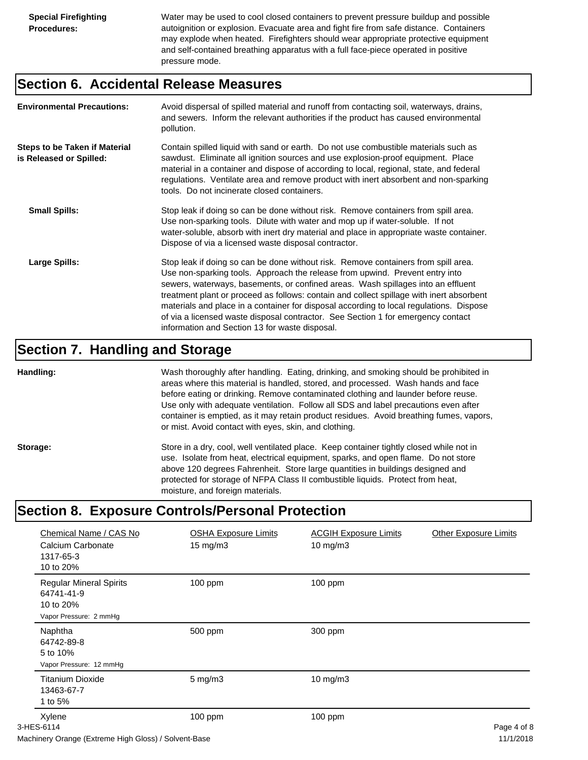**Special Firefighting Procedures:** Water may be used to cool closed containers to prevent pressure buildup and possible autoignition or explosion. Evacuate area and fight fire from safe distance. Containers may explode when heated. Firefighters should wear appropriate protective equipment and self-contained breathing apparatus with a full face-piece operated in positive pressure mode.

## Section 6. Accidental Release Measures

**Environmental Precautions:** Avoid dispersal of spilled material and runoff from contacting soil, waterways, drains, and sewers. Inform the relevant authorities if the product has caused environmental pollution.

**Steps to be Taken if Material is Released or Spilled:** Contain spilled liquid with sand or earth. Do not use combustible materials such as sawdust. Eliminate all ignition sources and use explosion-proof equipment. Place material in a container and dispose of according to local, regional, state, and federal regulations. Ventilate area and remove product with inert absorbent and non-sparking tools. Do not incinerate closed containers.

**Small Spills:** Stop leak if doing so can be done without risk. Remove containers from spill area. Use non-sparking tools. Dilute with water and mop up if water-soluble. If not water-soluble, absorb with inert dry material and place in appropriate waste container. Dispose of via a licensed waste disposal contractor.

**Large Spills:** Stop leak if doing so can be done without risk. Remove containers from spill area. Use non-sparking tools. Approach the release from upwind. Prevent entry into sewers, waterways, basements, or confined areas. Wash spillages into an effluent treatment plant or proceed as follows: contain and collect spillage with inert absorbent materials and place in a container for disposal according to local regulations. Dispose of via a licensed waste disposal contractor. See Section 1 for emergency contact information and Section 13 for waste disposal.

## Section 7. Handling and Storage

**Handling:** Wash thoroughly after handling. Eating, drinking, and smoking should be prohibited in areas where this material is handled, stored, and processed. Wash hands and face before eating or drinking. Remove contaminated clothing and launder before reuse. Use only with adequate ventilation. Follow all SDS and label precautions even after container is emptied, as it may retain product residues. Avoid breathing fumes, vapors, or mist. Avoid contact with eyes, skin, and clothing.

**Storage:** Store in a dry, cool, well ventilated place. Keep container tightly closed while not in use. Isolate from heat, electrical equipment, sparks, and open flame. Do not store above 120 degrees Fahrenheit. Store large quantities in buildings designed and protected for storage of NFPA Class II combustible liquids. Protect from heat, moisture, and foreign materials.

## Section 8. Exposure Controls/Personal Protection

| Chemical Name / CAS No | OSHA Exposure Limits | ACGIH Exposure Limits | Other Exposure Limits |
|---|---|---|---|
| Calcium Carbonate<br>1317-65-3<br>10 to 20% | 15 mg/m3 | 10 mg/m3 | |
| Regular Mineral Spirits<br>64741-41-9<br>10 to 20%<br>Vapor Pressure: 2 mmHg | 100 ppm | 100 ppm | |
| Naphtha<br>64742-89-8<br>5 to 10%<br>Vapor Pressure: 12 mmHg | 500 ppm | 300 ppm | |
| Titanium Dioxide<br>13463-67-7<br>1 to 5% | 5 mg/m3 | 10 mg/m3 | |
| Xylene | 100 ppm | 100 ppm | |

3-HES-6114

Machinery Orange (Extreme High Gloss) / Solvent-Base

11/1/2018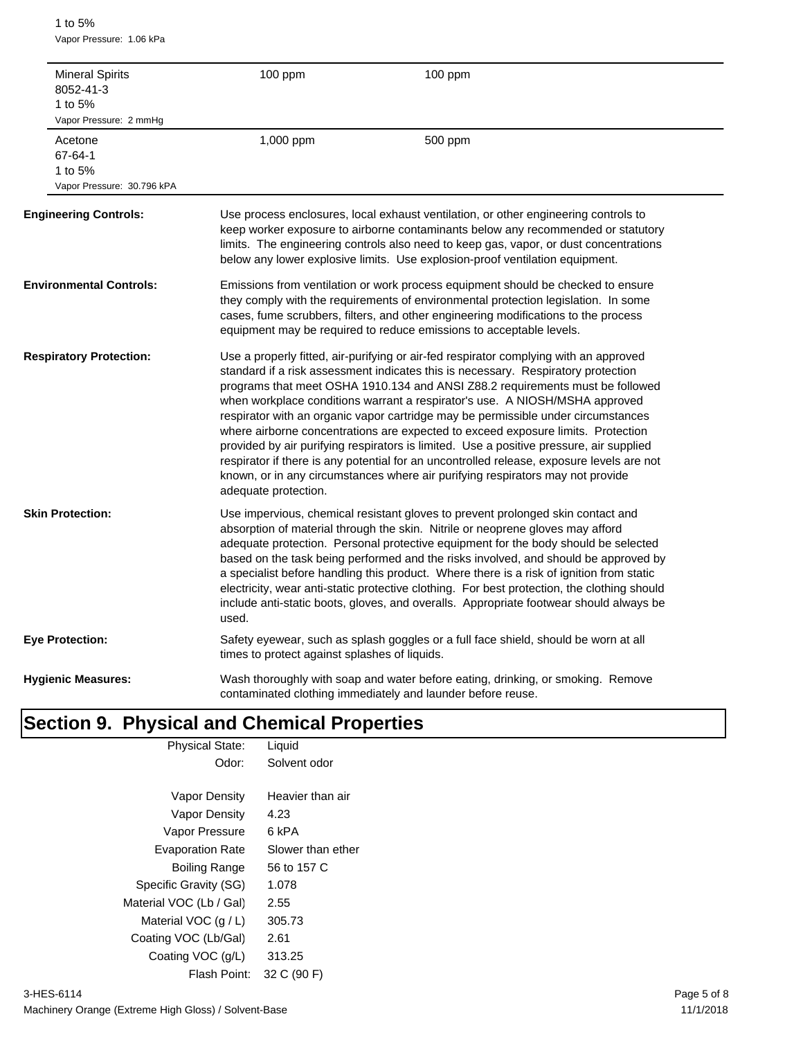1 to 5%
Vapor Pressure: 1.06 kPa

| | | |
|---|---|---|
| Mineral Spirits<br>8052-41-3<br>1 to 5%<br>Vapor Pressure: 2 mmHg | 100 ppm | 100 ppm |
| Acetone<br>67-64-1<br>1 to 5%<br>Vapor Pressure: 30.796 kPA | 1,000 ppm | 500 ppm |

**Engineering Controls:** Use process enclosures, local exhaust ventilation, or other engineering controls to keep worker exposure to airborne contaminants below any recommended or statutory limits. The engineering controls also need to keep gas, vapor, or dust concentrations below any lower explosive limits. Use explosion-proof ventilation equipment.

**Environmental Controls:** Emissions from ventilation or work process equipment should be checked to ensure they comply with the requirements of environmental protection legislation. In some cases, fume scrubbers, filters, and other engineering modifications to the process equipment may be required to reduce emissions to acceptable levels.

**Respiratory Protection:** Use a properly fitted, air-purifying or air-fed respirator complying with an approved standard if a risk assessment indicates this is necessary. Respiratory protection programs that meet OSHA 1910.134 and ANSI Z88.2 requirements must be followed when workplace conditions warrant a respirator's use. A NIOSH/MSHA approved respirator with an organic vapor cartridge may be permissible under circumstances where airborne concentrations are expected to exceed exposure limits. Protection provided by air purifying respirators is limited. Use a positive pressure, air supplied respirator if there is any potential for an uncontrolled release, exposure levels are not known, or in any circumstances where air purifying respirators may not provide adequate protection.

**Skin Protection:** Use impervious, chemical resistant gloves to prevent prolonged skin contact and absorption of material through the skin. Nitrile or neoprene gloves may afford adequate protection. Personal protective equipment for the body should be selected based on the task being performed and the risks involved, and should be approved by a specialist before handling this product. Where there is a risk of ignition from static electricity, wear anti-static protective clothing. For best protection, the clothing should include anti-static boots, gloves, and overalls. Appropriate footwear should always be used.

**Eye Protection:** Safety eyewear, such as splash goggles or a full face shield, should be worn at all times to protect against splashes of liquids.

**Hygienic Measures:** Wash thoroughly with soap and water before eating, drinking, or smoking. Remove contaminated clothing immediately and launder before reuse.

## Section 9. Physical and Chemical Properties

| | |
|---|---|
| Physical State: | Liquid |
| Odor: | Solvent odor |
| Vapor Density | Heavier than air |
| Vapor Density | 4.23 |
| Vapor Pressure | 6 kPA |
| Evaporation Rate | Slower than ether |
| Boiling Range | 56 to 157 C |
| Specific Gravity (SG) | 1.078 |
| Material VOC (Lb / Gal) | 2.55 |
| Material VOC (g / L) | 305.73 |
| Coating VOC (Lb/Gal) | 2.61 |
| Coating VOC (g/L) | 313.25 |
| Flash Point: | 32 C (90 F) |

3-HES-6114
Machinery Orange (Extreme High Gloss) / Solvent-Base
11/1/2018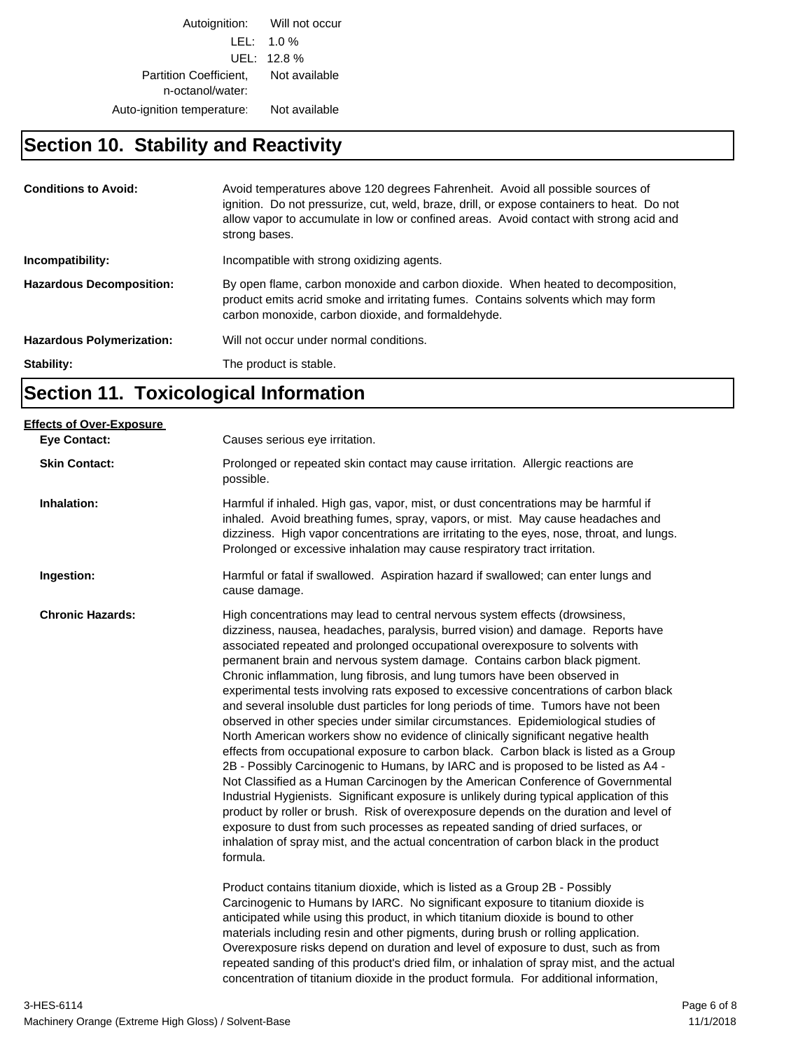| | |
|---|---|
| Autoignition: | Will not occur |
| LEL: | 1.0 % |
| UEL: | 12.8 % |
| Partition Coefficient, n-octanol/water: | Not available |
| Auto-ignition temperature: | Not available |

## Section 10. Stability and Reactivity

**Conditions to Avoid:** Avoid temperatures above 120 degrees Fahrenheit. Avoid all possible sources of ignition. Do not pressurize, cut, weld, braze, drill, or expose containers to heat. Do not allow vapor to accumulate in low or confined areas. Avoid contact with strong acid and strong bases.

**Incompatibility:** Incompatible with strong oxidizing agents.

**Hazardous Decomposition:** By open flame, carbon monoxide and carbon dioxide. When heated to decomposition, product emits acrid smoke and irritating fumes. Contains solvents which may form carbon monoxide, carbon dioxide, and formaldehyde.

**Hazardous Polymerization:** Will not occur under normal conditions.

**Stability:** The product is stable.

## Section 11. Toxicological Information

**Effects of Over-Exposure**

**Eye Contact:** Causes serious eye irritation.

**Skin Contact:** Prolonged or repeated skin contact may cause irritation. Allergic reactions are possible.

**Inhalation:** Harmful if inhaled. High gas, vapor, mist, or dust concentrations may be harmful if inhaled. Avoid breathing fumes, spray, vapors, or mist. May cause headaches and dizziness. High vapor concentrations are irritating to the eyes, nose, throat, and lungs. Prolonged or excessive inhalation may cause respiratory tract irritation.

**Ingestion:** Harmful or fatal if swallowed. Aspiration hazard if swallowed; can enter lungs and cause damage.

**Chronic Hazards:** High concentrations may lead to central nervous system effects (drowsiness, dizziness, nausea, headaches, paralysis, burred vision) and damage. Reports have associated repeated and prolonged occupational overexposure to solvents with permanent brain and nervous system damage. Contains carbon black pigment. Chronic inflammation, lung fibrosis, and lung tumors have been observed in experimental tests involving rats exposed to excessive concentrations of carbon black and several insoluble dust particles for long periods of time. Tumors have not been observed in other species under similar circumstances. Epidemiological studies of North American workers show no evidence of clinically significant negative health effects from occupational exposure to carbon black. Carbon black is listed as a Group 2B - Possibly Carcinogenic to Humans, by IARC and is proposed to be listed as A4 - Not Classified as a Human Carcinogen by the American Conference of Governmental Industrial Hygienists. Significant exposure is unlikely during typical application of this product by roller or brush. Risk of overexposure depends on the duration and level of exposure to dust from such processes as repeated sanding of dried surfaces, or inhalation of spray mist, and the actual concentration of carbon black in the product formula.

Product contains titanium dioxide, which is listed as a Group 2B - Possibly Carcinogenic to Humans by IARC. No significant exposure to titanium dioxide is anticipated while using this product, in which titanium dioxide is bound to other materials including resin and other pigments, during brush or rolling application. Overexposure risks depend on duration and level of exposure to dust, such as from repeated sanding of this product's dried film, or inhalation of spray mist, and the actual concentration of titanium dioxide in the product formula. For additional information,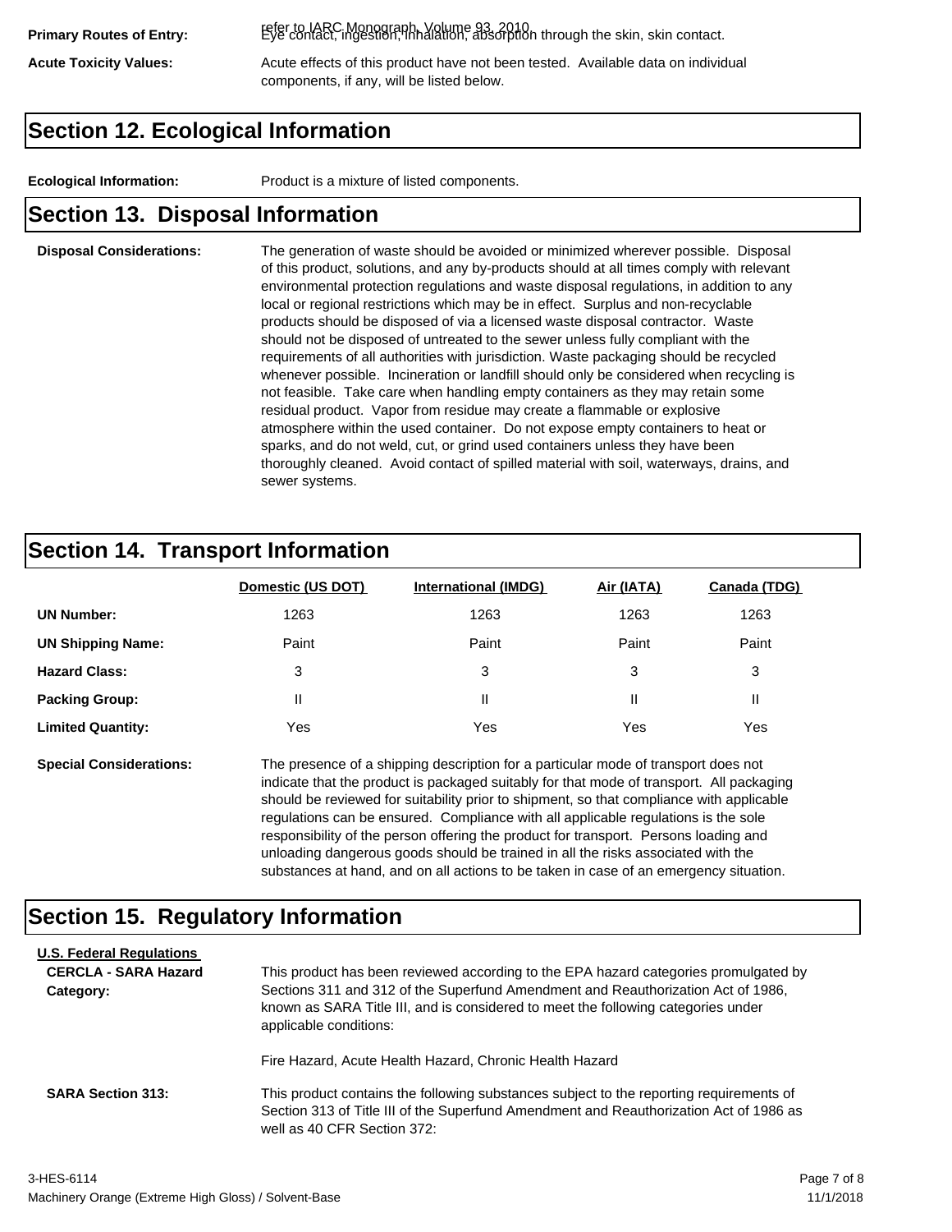**Primary Routes of Entry:** refer to IARC Monograph, Volume 93, 2010. Eye contact, ingestion, inhalation, absorption through the skin, skin contact.

**Acute Toxicity Values:** Acute effects of this product have not been tested. Available data on individual components, if any, will be listed below.

## Section 12. Ecological Information

**Ecological Information:** Product is a mixture of listed components.

## Section 13. Disposal Information

**Disposal Considerations:** The generation of waste should be avoided or minimized wherever possible. Disposal of this product, solutions, and any by-products should at all times comply with relevant environmental protection regulations and waste disposal regulations, in addition to any local or regional restrictions which may be in effect. Surplus and non-recyclable products should be disposed of via a licensed waste disposal contractor. Waste should not be disposed of untreated to the sewer unless fully compliant with the requirements of all authorities with jurisdiction. Waste packaging should be recycled whenever possible. Incineration or landfill should only be considered when recycling is not feasible. Take care when handling empty containers as they may retain some residual product. Vapor from residue may create a flammable or explosive atmosphere within the used container. Do not expose empty containers to heat or sparks, and do not weld, cut, or grind used containers unless they have been thoroughly cleaned. Avoid contact of spilled material with soil, waterways, drains, and sewer systems.

## Section 14. Transport Information

| | Domestic (US DOT) | International (IMDG) | Air (IATA) | Canada (TDG) |
|---|---|---|---|---|
| **UN Number:** | 1263 | 1263 | 1263 | 1263 |
| **UN Shipping Name:** | Paint | Paint | Paint | Paint |
| **Hazard Class:** | 3 | 3 | 3 | 3 |
| **Packing Group:** | II | II | II | II |
| **Limited Quantity:** | Yes | Yes | Yes | Yes |

**Special Considerations:** The presence of a shipping description for a particular mode of transport does not indicate that the product is packaged suitably for that mode of transport. All packaging should be reviewed for suitability prior to shipment, so that compliance with applicable regulations can be ensured. Compliance with all applicable regulations is the sole responsibility of the person offering the product for transport. Persons loading and unloading dangerous goods should be trained in all the risks associated with the substances at hand, and on all actions to be taken in case of an emergency situation.

## Section 15. Regulatory Information

**U.S. Federal Regulations**

**CERCLA - SARA Hazard Category:** This product has been reviewed according to the EPA hazard categories promulgated by Sections 311 and 312 of the Superfund Amendment and Reauthorization Act of 1986, known as SARA Title III, and is considered to meet the following categories under applicable conditions:

Fire Hazard, Acute Health Hazard, Chronic Health Hazard

**SARA Section 313:** This product contains the following substances subject to the reporting requirements of Section 313 of Title III of the Superfund Amendment and Reauthorization Act of 1986 as well as 40 CFR Section 372:

3-HES-6114
Machinery Orange (Extreme High Gloss) / Solvent-Base
11/1/2018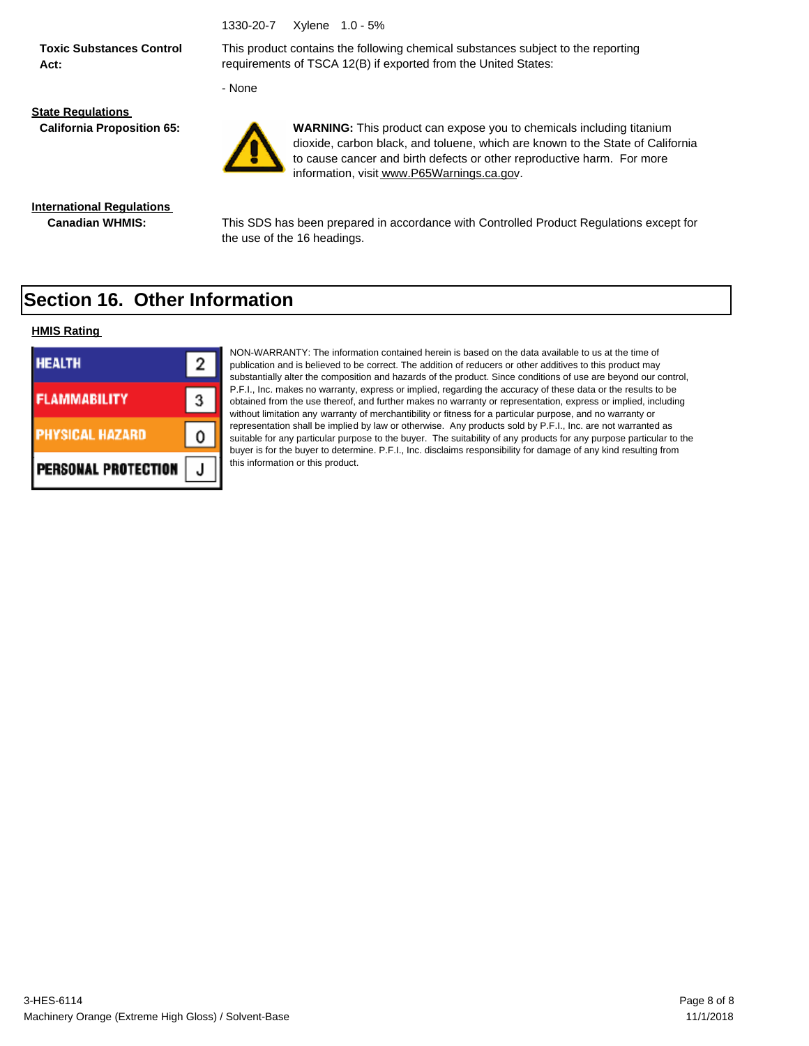1330-20-7 Xylene 1.0 - 5%

**Toxic Substances Control Act:**

This product contains the following chemical substances subject to the reporting requirements of TSCA 12(B) if exported from the United States:

- None

**State Regulations**

**California Proposition 65:**

**WARNING:** This product can expose you to chemicals including titanium dioxide, carbon black, and toluene, which are known to the State of California to cause cancer and birth defects or other reproductive harm. For more information, visit www.P65Warnings.ca.gov.

**International Regulations**

**Canadian WHMIS:**

This SDS has been prepared in accordance with Controlled Product Regulations except for the use of the 16 headings.

## Section 16. Other Information

**HMIS Rating**

| | |
|---|---|
| HEALTH | 2 |
| FLAMMABILITY | 3 |
| PHYSICAL HAZARD | 0 |
| PERSONAL PROTECTION | J |

NON-WARRANTY: The information contained herein is based on the data available to us at the time of publication and is believed to be correct. The addition of reducers or other additives to this product may substantially alter the composition and hazards of the product. Since conditions of use are beyond our control, P.F.I., Inc. makes no warranty, express or implied, regarding the accuracy of these data or the results to be obtained from the use thereof, and further makes no warranty or representation, express or implied, including without limitation any warranty of merchantibility or fitness for a particular purpose, and no warranty or representation shall be implied by law or otherwise. Any products sold by P.F.I., Inc. are not warranted as suitable for any particular purpose to the buyer. The suitability of any products for any purpose particular to the buyer is for the buyer to determine. P.F.I., Inc. disclaims responsibility for damage of any kind resulting from this information or this product.